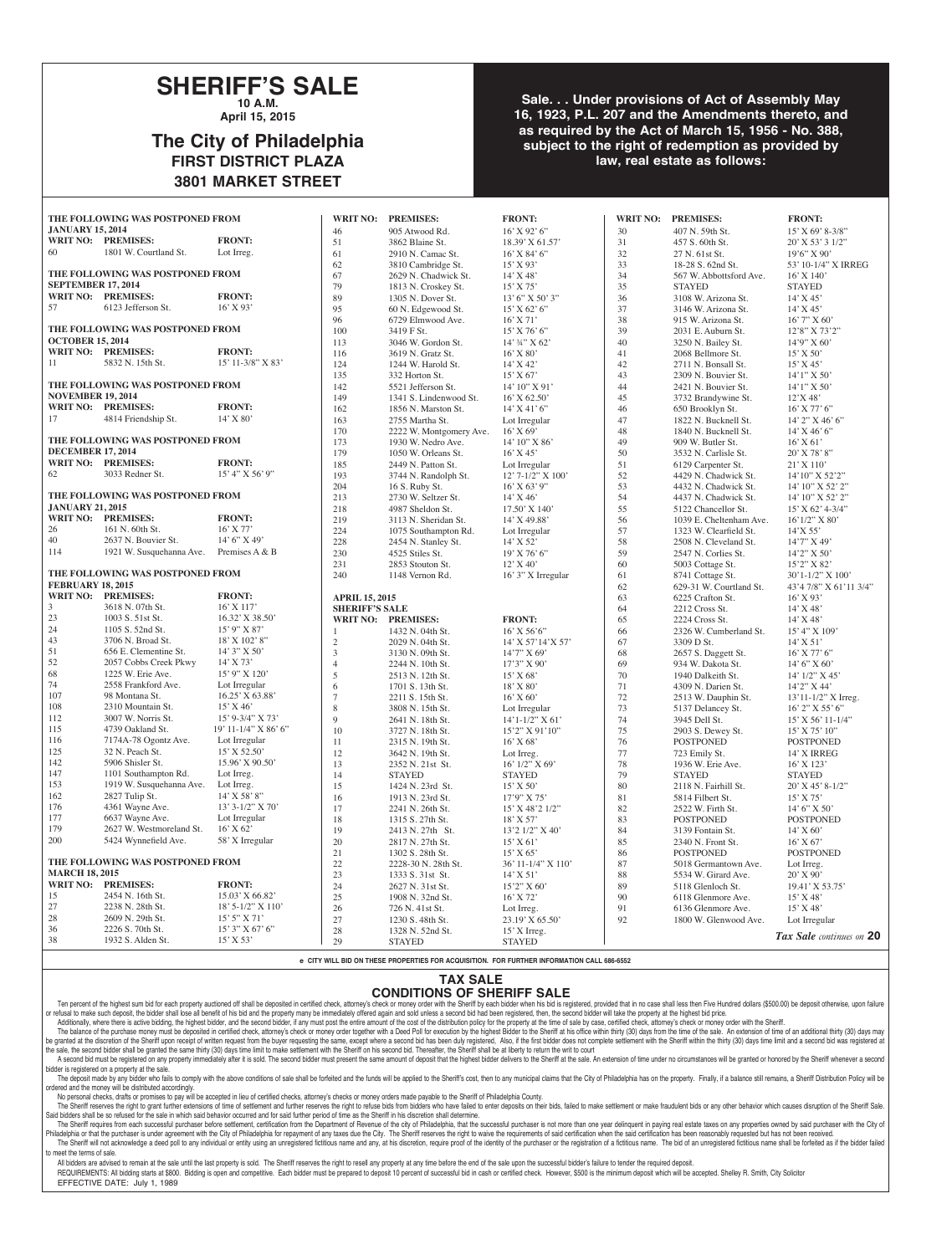# SHERIFF'S SALE

**10 A.M.**

**April 15, 2015**

## The City of Philadelphia

**FIRST DISTRICT PLAZA**

**3801 MARKET STREET**

**Sale. . . Under provisions of Act of Assembly May 16, 1923, P.L. 207 and the Amendments thereto, and as required by the Act of March 15, 1956 - No. 388, subject to the right of redemption as provided by law, real estate as follows:**

**THE FOLLOWING WAS POSTPONED FROM JANUARY 15, 2014**

| WRIT NO: | PREMISES: | FRONT: |
|---|---|---|
| 60 | 1801 W. Courtland St. | Lot Irreg. |

**THE FOLLOWING WAS POSTPONED FROM SEPTEMBER 17, 2014**

| WRIT NO: | PREMISES: | FRONT: |
|---|---|---|
| 57 | 6123 Jefferson St. | 16' X 93' |

**THE FOLLOWING WAS POSTPONED FROM OCTOBER 15, 2014**

| WRIT NO: | PREMISES: | FRONT: |
|---|---|---|
| 11 | 5832 N. 15th St. | 15' 11-3/8" X 83' |

**THE FOLLOWING WAS POSTPONED FROM NOVEMBER 19, 2014**

| WRIT NO: | PREMISES: | FRONT: |
|---|---|---|
| 17 | 4814 Friendship St. | 14' X 80' |

**THE FOLLOWING WAS POSTPONED FROM DECEMBER 17, 2014**

| WRIT NO: | PREMISES: | FRONT: |
|---|---|---|
| 62 | 3033 Redner St. | 15' 4" X 56' 9" |

**THE FOLLOWING WAS POSTPONED FROM JANUARY 21, 2015**

| WRIT NO: | PREMISES: | FRONT: |
|---|---|---|
| 26 | 161 N. 60th St. | 16' X 77' |
| 40 | 2637 N. Bouvier St. | 14' 6" X 49' |
| 114 | 1921 W. Susquehanna Ave. | Premises A & B |

**THE FOLLOWING WAS POSTPONED FROM FEBRUARY 18, 2015**

| WRIT NO: | PREMISES: | FRONT: |
|---|---|---|
| 3 | 3618 N. 07th St. | 16' X 117' |
| 23 | 1003 S. 51st St. | 16.32' X 38.50' |
| 24 | 1105 S. 52nd St. | 15' 9" X 87' |
| 43 | 3706 N. Broad St. | 18' X 102' 8" |
| 51 | 656 E. Clementine St. | 14' 3" X 50' |
| 52 | 2057 Cobbs Creek Pkwy | 14' X 73' |
| 68 | 1225 W. Erie Ave. | 15' 9" X 120' |
| 74 | 2558 Frankford Ave. | Lot Irregular |
| 107 | 98 Montana St. | 16.25' X 63.88' |
| 108 | 2310 Mountain St. | 15' X 46' |
| 112 | 3007 W. Norris St. | 15' 9-3/4" X 73' |
| 115 | 4739 Oakland St. | 19' 11-1/4" X 86' 6" |
| 116 | 7174A-78 Ogontz Ave. | Lot Irregular |
| 125 | 32 N. Peach St. | 15' X 52.50' |
| 142 | 5906 Shisler St. | 15.96' X 90.50' |
| 147 | 1101 Southampton Rd. | Lot Irreg. |
| 153 | 1919 W. Susquehanna Ave. | Lot Irreg. |
| 162 | 2827 Tulip St. | 14' X 58' 8" |
| 176 | 4361 Wayne Ave. | 13' 3-1/2" X 70' |
| 177 | 6637 Wayne Ave. | Lot Irregular |
| 179 | 2627 W. Westmoreland St. | 16' X 62' |
| 200 | 5424 Wynnefield Ave. | 58' X Irregular |

**THE FOLLOWING WAS POSTPONED FROM MARCH 18, 2015**

| WRIT NO: | PREMISES: | FRONT: |
|---|---|---|
| 15 | 2454 N. 16th St. | 15.03' X 66.82' |
| 27 | 2238 N. 28th St. | 18' 5-1/2" X 110' |
| 28 | 2609 N. 29th St. | 15' 5" X 71' |
| 36 | 2226 S. 70th St. | 15' 3" X 67' 6" |
| 38 | 1932 S. Alden St. | 15' X 53' |
| 46 | 905 Atwood Rd. | 16' X 92' 6" |
| 51 | 3862 Blaine St. | 18.39' X 61.57' |
| 61 | 2910 N. Camac St. | 16' X 84' 6" |
| 62 | 3810 Cambridge St. | 15' X 93' |
| 67 | 2629 N. Chadwick St. | 14' X 48' |
| 79 | 1813 N. Croskey St. | 15' X 75' |
| 89 | 1305 N. Dover St. | 13' 6" X 50' 3" |
| 95 | 60 N. Edgewood St. | 15' X 62' 6" |
| 96 | 6729 Elmwood Ave. | 16' X 71' |
| 100 | 3419 F St. | 15' X 76' 6" |
| 113 | 3046 W. Gordon St. | 14' ¾" X 62' |
| 116 | 3619 N. Gratz St. | 16' X 80' |
| 124 | 1244 W. Harold St. | 14' X 42' |
| 135 | 332 Horton St. | 15' X 67' |
| 142 | 5521 Jefferson St. | 14' 10" X 91' |
| 149 | 1341 S. Lindenwood St. | 16' X 62.50' |
| 162 | 1856 N. Marston St. | 14' X 41' 6" |
| 163 | 2755 Martha St. | Lot Irregular |
| 170 | 2222 W. Montgomery Ave. | 16' X 69' |
| 173 | 1930 W. Nedro Ave. | 14' 10" X 86' |
| 179 | 1050 W. Orleans St. | 16' X 45' |
| 185 | 2449 N. Patton St. | Lot Irregular |
| 193 | 3744 N. Randolph St. | 12' 7-1/2" X 100' |
| 204 | 16 S. Ruby St. | 16' X 63' 9" |
| 213 | 2730 W. Seltzer St. | 14' X 46' |
| 218 | 4987 Sheldon St. | 17.50' X 140' |
| 219 | 3113 N. Sheridan St. | 14' X 49.88' |
| 224 | 1075 Southampton Rd. | Lot Irregular |
| 228 | 2454 N. Stanley St. | 14' X 52' |
| 230 | 4525 Stiles St. | 19' X 76' 6" |
| 231 | 2853 Stouton St. | 12' X 40' |
| 240 | 1148 Vernon Rd. | 16' 3" X Irregular |

**APRIL 15, 2015**
**SHERIFF'S SALE**

| WRIT NO: | PREMISES: | FRONT: |
|---|---|---|
| 1 | 1432 N. 04th St. | 16' X 56'6" |
| 2 | 2029 N. 04th St. | 14' X 57'14'X 57' |
| 3 | 3130 N. 09th St. | 14'7" X 69' |
| 4 | 2244 N. 10th St. | 17'3" X 90' |
| 5 | 2513 N. 12th St. | 15' X 68' |
| 6 | 1701 S. 13th St. | 18' X 80' |
| 7 | 2211 S. 15th St. | 16' X 60' |
| 8 | 3808 N. 15th St. | Lot Irregular |
| 9 | 2641 N. 18th St. | 14'1-1/2" X 61' |
| 10 | 3727 N. 18th St. | 15'2" X 91'10" |
| 11 | 2315 N. 19th St. | 16' X 68' |
| 12 | 3642 N. 19th St. | Lot Irreg. |
| 13 | 2352 N. 21st St. | 16' 1/2" X 69' |
| 14 | STAYED | STAYED |
| 15 | 1424 N. 23rd St. | 15' X 50' |
| 16 | 1913 N. 23rd St. | 17'9" X 75' |
| 17 | 2241 N. 26th St. | 15' X 48'2 1/2" |
| 18 | 1315 S. 27th St. | 18' X 57' |
| 19 | 2413 N. 27th St. | 13'2 1/2" X 40' |
| 20 | 2817 N. 27th St. | 15' X 61' |
| 21 | 1302 S. 28th St. | 15' X 65' |
| 22 | 2228-30 N. 28th St. | 36' 11-1/4" X 110' |
| 23 | 1333 S. 31st St. | 14' X 51' |
| 24 | 2627 N. 31st St. | 15'2" X 60' |
| 25 | 1908 N. 32nd St. | 16' X 72' |
| 26 | 726 N. 41st St. | Lot Irreg. |
| 27 | 1230 S. 48th St. | 23.19' X 65.50' |
| 28 | 1328 N. 52nd St. | 15' X Irreg. |
| 29 | STAYED | STAYED |
| 30 | 407 N. 59th St. | 15' X 69' 8-3/8" |
| 31 | 457 S. 60th St. | 20' X 53' 3 1/2" |
| 32 | 27 N. 61st St. | 19'6" X 90' |
| 33 | 18-28 S. 62nd St. | 53' 10-1/4" X IRREG |
| 34 | 567 W. Abbottsford Ave. | 16' X 140' |
| 35 | STAYED | STAYED |
| 36 | 3108 W. Arizona St. | 14' X 45' |
| 37 | 3146 W. Arizona St. | 14' X 45' |
| 38 | 915 W. Arizona St. | 16' 7" X 60' |
| 39 | 2031 E. Auburn St. | 12'8" X 73'2" |
| 40 | 3250 N. Bailey St. | 14'9" X 60' |
| 41 | 2068 Bellmore St. | 15' X 50' |
| 42 | 2711 N. Bonsall St. | 15' X 45' |
| 43 | 2309 N. Bouvier St. | 14'1" X 50' |
| 44 | 2421 N. Bouvier St. | 14'1" X 50' |
| 45 | 3732 Brandywine St. | 12'X 48' |
| 46 | 650 Brooklyn St. | 16' X 77' 6" |
| 47 | 1822 N. Bucknell St. | 14' 2" X 46' 6" |
| 48 | 1840 N. Bucknell St. | 14' 2" X 46' 6" |
| 49 | 909 W. Butler St. | 16' X 61' |
| 50 | 3532 N. Carlisle St. | 20' X 78' 8" |
| 51 | 6129 Carpenter St. | 21' X 110' |
| 52 | 4429 N. Chadwick St. | 14'10" X 52'2" |
| 53 | 4432 N. Chadwick St. | 14' 10" X 52' 2" |
| 54 | 4437 N. Chadwick St. | 14' 10" X 52' 2" |
| 55 | 5122 Chancellor St. | 15' X 62' 4-3/4" |
| 56 | 1039 E. Cheltenham Ave. | 16'1/2" X 80' |
| 57 | 1323 W. Clearfield St. | 14'X 55' |
| 58 | 2508 N. Cleveland St. | 14'7" X 49' |
| 59 | 2547 N. Corlies St. | 14'2" X 50' |
| 60 | 5003 Cottage St. | 15'2" X 82' |
| 61 | 8741 Cottage St. | 30'1-1/2" X 100' |
| 62 | 629-31 W. Courtland St. | 43'4 7/8" X 61'11 3/4" |
| 63 | 6225 Crafton St. | 16' X 93' |
| 64 | 2212 Cross St. | 14' X 48' |
| 65 | 2224 Cross St. | 14' X 48' |
| 66 | 2326 W. Cumberland St. | 15' 4" X 109' |
| 67 | 3309 D St. | 14' X 51' |
| 68 | 2657 S. Daggett St. | 16' X 77' 6" |
| 69 | 934 W. Dakota St. | 14' 6" X 60' |
| 70 | 1940 Dalkeith St. | 14' 1/2" X 45' |
| 71 | 4309 N. Darien St. | 14'2" X 44' |
| 72 | 2513 W. Dauphin St. | 13'11-1/2" X Irreg. |
| 73 | 5137 Delancey St. | 16' 2" X 55' 6" |
| 74 | 3945 Dell St. | 15' X 56' 11-1/4" |
| 75 | 2903 S. Dewey St. | 15' X 75' 10" |
| 76 | POSTPONED | POSTPONED |
| 77 | 723 Emily St. | 14' X IRREG |
| 78 | 1936 W. Erie Ave. | 16' X 123' |
| 79 | STAYED | STAYED |
| 80 | 2118 N. Fairhill St. | 20' X 45' 8-1/2" |
| 81 | 5814 Filbert St. | 15' X 75' |
| 82 | 2522 W. Firth St. | 14' 6" X 50' |
| 83 | POSTPONED | POSTPONED |
| 84 | 3139 Fontain St. | 14' X 60' |
| 85 | 2340 N. Front St. | 16' X 67' |
| 86 | POSTPONED | POSTPONED |
| 87 | 5018 Germantown Ave. | Lot Irreg. |
| 88 | 5534 W. Girard Ave. | 20' X 90' |
| 89 | 5118 Glenloch St. | 19.41' X 53.75' |
| 90 | 6118 Glenmore Ave. | 15' X 48' |
| 91 | 6136 Glenmore Ave. | 15' X 48' |
| 92 | 1800 W. Glenwood Ave. | Lot Irregular |

*Tax Sale continues on* **20**

**e CITY WILL BID ON THESE PROPERTIES FOR ACQUISITION. FOR FURTHER INFORMATION CALL 686-6552**

## TAX SALE
## CONDITIONS OF SHERIFF SALE

Ten percent of the highest sum bid for each property auctioned off shall be deposited in certified check, attorney's check or money order with the Sheriff by each bidder when his bid is registered, provided that in no case shall less then Five Hundred dollars ($500.00) be deposit otherwise, upon failure or refusal to make such deposit, the bidder shall lose all benefit of his bid and the property many be immediately offered again and sold unless a second bid had been registered, then, the second bidder will take the property at the highest bid price.

Additionally, where there is active bidding, the highest bidder, and the second bidder, if any must post the entire amount of the cost of the distribution policy for the property at the time of sale by case, certified check, attorney's check or money order with the Sheriff.

The balance of the purchase money must be deposited in certified check, attorney's check or money order together with a Deed Poll for execution by the highest Bidder to the Sheriff at his office within thirty (30) days from the time of the sale. An extension of time of an additional thirty (30) days may be granted at the discretion of the Sheriff upon receipt of written request from the buyer requesting the same, except where a second bid has been duly registered. Also, if the first bidder does not complete settlement with the Sheriff within the thirty (30) days time limit and a second bid was registered at the sale, the second bidder shall be granted the same thirty (30) days time limit to make settlement with the Sheriff on his second bid. Thereafter, the Sheriff shall be at liberty to return the writ to court

A second bid must be registered on any property immediately after it is sold. The second bidder must present the same amount of deposit that the highest bidder delivers to the Sheriff at the sale. An extension of time under no circumstances will be granted or honored by the Sheriff whenever a second bidder is registered on a property at the sale.

The deposit made by any bidder who fails to comply with the above conditions of sale shall be forfeited and the funds will be applied to the Sheriff's cost, then to any municipal claims that the City of Philadelphia has on the property. Finally, if a balance still remains, a Sheriff Distribution Policy will be ordered and the money will be distributed accordingly.

No personal checks, drafts or promises to pay will be accepted in lieu of certified checks, attorney's checks or money orders made payable to the Sheriff of Philadelphia County.

The Sheriff reserves the right to grant further extensions of time of settlement and further reserves the right to refuse bids from bidders who have failed to enter deposits on their bids, failed to make settlement or make fraudulent bids or any other behavior which causes disruption of the Sheriff Sale. Said bidders shall be so refused for the sale in which said behavior occurred and for said further period of time as the Sheriff in his discretion shall determine.

The Sheriff requires from each successful purchaser before settlement, certification from the Department of Revenue of the city of Philadelphia, that the successful purchaser is not more than one year delinquent in paying real estate taxes on any properties owned by said purchaser with the City of Philadelphia or that the purchaser is under agreement with the City of Philadelphia for repayment of any taxes due the City. The Sheriff reserves the right to waive the requirements of said certification when the said certification has been reasonably requested but has not been received.

The Sheriff will not acknowledge a deed poll to any individual or entity using an unregistered fictitious name and any, at his discretion, require proof of the identity of the purchaser or the registration of a fictitious name. The bid of an unregistered fictitious name shall be forfeited as if the bidder failed to meet the terms of sale.

All bidders are advised to remain at the sale until the last property is sold. The Sheriff reserves the right to resell any property at any time before the end of the sale upon the successful bidder's failure to tender the required deposit.

REQUIREMENTS: All bidding starts at $800. Bidding is open and competitive. Each bidder must be prepared to deposit 10 percent of successful bid in cash or certified check. However, $500 is the minimum deposit which will be accepted. Shelley R. Smith, City Solicitor

EFFECTIVE DATE: July 1, 1989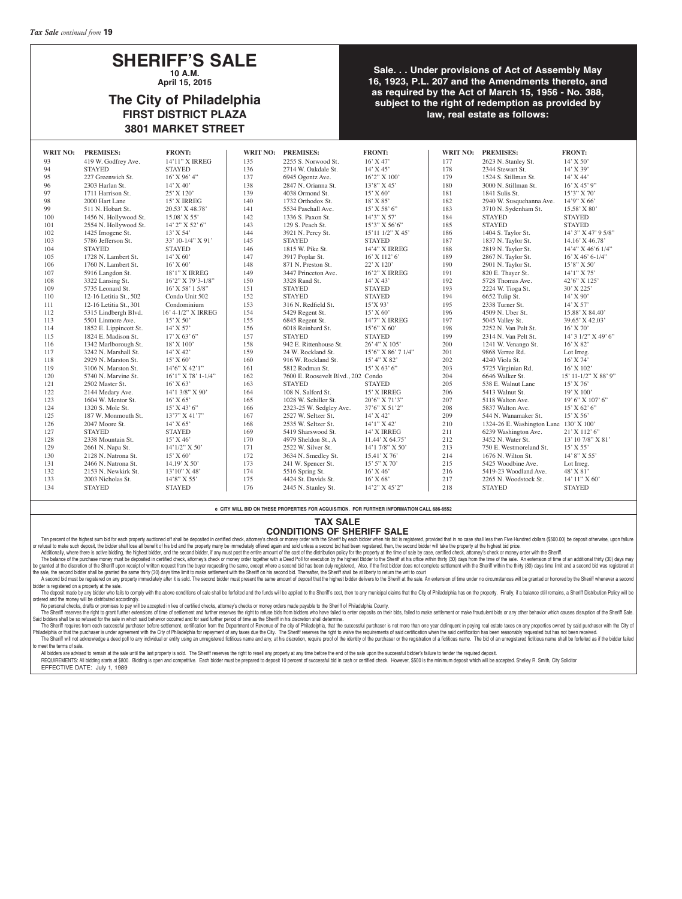*Tax Sale continued from* **19**

# SHERIFF'S SALE

**10 A.M.**
**April 15, 2015**

## The City of Philadelphia

### FIRST DISTRICT PLAZA
### 3801 MARKET STREET

**Sale. . . Under provisions of Act of Assembly May 16, 1923, P.L. 207 and the Amendments thereto, and as required by the Act of March 15, 1956 - No. 388, subject to the right of redemption as provided by law, real estate as follows:**

| WRIT NO: | PREMISES: | FRONT: |
|---|---|---|
| 93 | 419 W. Godfrey Ave. | 14'11" X IRREG |
| 94 | STAYED | STAYED |
| 95 | 227 Greenwich St. | 16' X 96' 4" |
| 96 | 2303 Harlan St. | 14' X 40' |
| 97 | 1711 Harrison St. | 25' X 120' |
| 98 | 2000 Hart Lane | 15' X IRREG |
| 99 | 511 N. Hobart St. | 20.53' X 48.78' |
| 100 | 1456 N. Hollywood St. | 15.08' X 55' |
| 101 | 2554 N. Hollywood St. | 14' 2" X 52' 6" |
| 102 | 1425 Imogene St. | 13' X 54' |
| 103 | 5786 Jefferson St. | 33' 10-1/4" X 91' |
| 104 | STAYED | STAYED |
| 105 | 1728 N. Lambert St. | 14' X 60' |
| 106 | 1760 N. Lambert St. | 16' X 60' |
| 107 | 5916 Langdon St. | 18'1" X IRREG |
| 108 | 3322 Lansing St. | 16'2" X 79'3-1/8" |
| 109 | 5735 Leonard St. | 16' X 58' 1 5/8" |
| 110 | 12-16 Letitia St., 502 | Condo Unit 502 |
| 111 | 12-16 Letitia St., 301 | Condominium |
| 112 | 5315 Lindbergh Blvd. | 16' 4-1/2" X IRREG |
| 113 | 5501 Linmore Ave. | 15' X 50' |
| 114 | 1852 E. Lippincott St. | 14' X 57' |
| 115 | 1824 E. Madison St. | 17' X 63' 6" |
| 116 | 1342 Marlborough St. | 18' X 100' |
| 117 | 3242 N. Marshall St. | 14' X 42' |
| 118 | 2929 N. Marston St. | 15' X 60' |
| 119 | 3106 N. Marston St. | 14'6" X 42'1" |
| 120 | 5740 N. Marvine St. | 16'1" X 78' 1-1/4" |
| 121 | 2502 Master St. | 16' X 63' |
| 122 | 2144 Medary Ave. | 14'1 3/8" X 90' |
| 123 | 1604 W. Mentor St. | 16' X 65' |
| 124 | 1320 S. Mole St. | 15' X 43' 6" |
| 125 | 187 W. Monmouth St. | 13'7" X 41'7" |
| 126 | 2047 Moore St. | 14' X 65' |
| 127 | STAYED | STAYED |
| 128 | 2338 Mountain St. | 15' X 46' |
| 129 | 2661 N. Napa St. | 14'1/2" X 50' |
| 130 | 2128 N. Natrona St. | 15' X 60' |
| 131 | 2466 N. Natrona St. | 14.19' X 50' |
| 132 | 2153 N. Newkirk St. | 13'10" X 48' |
| 133 | 2003 Nicholas St. | 14'8" X 55' |
| 134 | STAYED | STAYED |
| 135 | 2255 S. Norwood St. | 16' X 47' |
| 136 | 2714 W. Oakdale St. | 14' X 45' |
| 137 | 6945 Ogontz Ave. | 16'2" X 100' |
| 138 | 2847 N. Orianna St. | 13'8" X 45' |
| 139 | 4038 Ormond St. | 15' X 60' |
| 140 | 1732 Orthodox St. | 18' X 85' |
| 141 | 5534 Paschall Ave. | 15' X 58' 6" |
| 142 | 1336 S. Paxon St. | 14'3" X 57' |
| 143 | 129 S. Peach St. | 15'3" X 56'6" |
| 144 | 3921 N. Percy St. | 15'11 1/2" X 45' |
| 145 | STAYED | STAYED |
| 146 | 1815 W. Pike St. | 14'4" X IRREG |
| 147 | 3917 Poplar St. | 16' X 112' 6' |
| 148 | 871 N. Preston St. | 22' X 120' |
| 149 | 3447 Princeton Ave. | 16'2" X IRREG |
| 150 | 3328 Rand St. | 14' X 43' |
| 151 | STAYED | STAYED |
| 152 | STAYED | STAYED |
| 153 | 316 N. Redfield St. | 15'X 93' |
| 154 | 5429 Regent St. | 15' X 60' |
| 155 | 6845 Regent St. | 14'7" X IRREG |
| 156 | 6018 Reinhard St. | 15'6" X 60' |
| 157 | STAYED | STAYED |
| 158 | 942 E. Rittenhouse St. | 26' 4" X 105' |
| 159 | 24 W. Rockland St. | 15'6" X 86' 7 1/4" |
| 160 | 916 W. Rockland St. | 15' 4" X 82' |
| 161 | 5812 Rodman St. | 15' X 63' 6" |
| 162 | 7600 E. Roosevelt Blvd., 202 | Condo |
| 163 | STAYED | STAYED |
| 164 | 108 N. Salford St. | 15' X IRREG |
| 165 | 1028 W. Schiller St. | 20'6" X 71'3" |
| 166 | 2323-25 W. Sedgley Ave. | 37'6" X 51'2" |
| 167 | 2527 W. Seltzer St. | 14' X 42' |
| 168 | 2535 W. Seltzer St. | 14'1" X 42' |
| 169 | 5419 Sharswood St. | 14' X IRREG |
| 170 | 4979 Sheldon St., A | 11.44' X 64.75' |
| 171 | 2522 W. Silver St. | 14'1 7/8" X 50' |
| 172 | 3634 N. Smedley St. | 15.41' X 76' |
| 173 | 241 W. Spencer St. | 15' 5" X 70' |
| 174 | 5516 Spring St. | 16' X 46' |
| 175 | 4424 St. Davids St. | 16' X 68' |
| 176 | 2445 N. Stanley St. | 14'2" X 45'2" |
| 177 | 2623 N. Stanley St. | 14' X 50' |
| 178 | 2344 Stewart St. | 14' X 39' |
| 179 | 1524 S. Stillman St. | 14' X 44' |
| 180 | 3000 N. Stillman St. | 16' X 45' 9" |
| 181 | 1841 Sulis St. | 15'3" X 70' |
| 182 | 2940 W. Susquehanna Ave. | 14'9" X 66' |
| 183 | 3710 N. Sydenham St. | 15.58' X 80' |
| 184 | STAYED | STAYED |
| 185 | STAYED | STAYED |
| 186 | 1404 S. Taylor St. | 14' 3" X 47' 9 5/8" |
| 187 | 1837 N. Taylor St. | 14.16' X 46.78' |
| 188 | 2819 N. Taylor St. | 14'4" X 46'6 1/4" |
| 189 | 2867 N. Taylor St. | 16' X 46' 6-1/4" |
| 190 | 2901 N. Taylor St. | 15'8" X 50' |
| 191 | 820 E. Thayer St. | 14'1" X 75' |
| 192 | 5728 Thomas Ave. | 42'6" X 125' |
| 193 | 2224 W. Tioga St. | 30' X 225' |
| 194 | 6652 Tulip St. | 14' X 90' |
| 195 | 2338 Turner St. | 14' X 57' |
| 196 | 4509 N. Uber St. | 15.88' X 84.40' |
| 197 | 5045 Valley St. | 39.65' X 42.03' |
| 198 | 2252 N. Van Pelt St. | 16' X 70' |
| 199 | 2314 N. Van Pelt St. | 14' 3 1/2" X 49' 6" |
| 200 | 1241 W. Venango St. | 16' X 82' |
| 201 | 9868 Verree Rd. | Lot Irreg. |
| 202 | 4240 Viola St. | 16' X 74' |
| 203 | 5725 Virginian Rd. | 16' X 102' |
| 204 | 6646 Walker St. | 15' 11-1/2" X 88' 9" |
| 205 | 538 E. Walnut Lane | 15' X 76' |
| 206 | 5413 Walnut St. | 19' X 100' |
| 207 | 5118 Walton Ave. | 19' 6" X 107' 6" |
| 208 | 5837 Walton Ave. | 15' X 62' 6" |
| 209 | 544 N. Wanamaker St. | 15' X 56' |
| 210 | 1324-26 E. Washington Lane | 130' X 100' |
| 211 | 6239 Washington Ave. | 21' X 112' 6" |
| 212 | 3452 N. Water St. | 13' 10 7/8" X 81' |
| 213 | 750 E. Westmoreland St. | 15' X 55' |
| 214 | 1676 N. Wilton St. | 14' 8" X 55' |
| 215 | 5425 Woodbine Ave. | Lot Irreg. |
| 216 | 5419-23 Woodland Ave. | 48' X 81' |
| 217 | 2265 N. Woodstock St. | 14' 11" X 60' |
| 218 | STAYED | STAYED |

**e CITY WILL BID ON THESE PROPERTIES FOR ACQUISITION. FOR FURTHER INFORMATION CALL 686-6552**

## TAX SALE
## CONDITIONS OF SHERIFF SALE

Ten percent of the highest sum bid for each property auctioned off shall be deposited in certified check, attorney's check or money order with the Sheriff by each bidder when his bid is registered, provided that in no case shall less then Five Hundred dollars ($500.00) be deposit otherwise, upon failure or refusal to make such deposit, the bidder shall lose all benefit of his bid and the property many be immediately offered again and sold unless a second bid had been registered, then, the second bidder will take the property at the highest bid price.

Additionally, where there is active bidding, the highest bidder, and the second bidder, if any must post the entire amount of the cost of the distribution policy for the property at the time of sale by case, certified check, attorney's check or money order with the Sheriff.

The balance of the purchase money must be deposited in certified check, attorney's check or money order together with a Deed Poll for execution by the highest Bidder to the Sheriff at his office within thirty (30) days from the time of the sale. An extension of time of an additional thirty (30) days may be granted at the discretion of the Sheriff upon receipt of written request from the buyer requesting the same, except where a second bid has been duly registered, Also, if the first bidder does not complete settlement with the Sheriff within the thirty (30) days time limit and a second bid was registered at the sale, the second bidder shall be granted the same thirty (30) days time limit to make settlement with the Sheriff on his second bid. Thereafter, the Sheriff shall be at liberty to return the writ to court

A second bid must be registered on any property immediately after it is sold. The second bidder must present the same amount of deposit that the highest bidder delivers to the Sheriff at the sale. An extension of time under no circumstances will be granted or honored by the Sheriff whenever a second bidder is registered on a property at the sale.

The deposit made by any bidder who fails to comply with the above conditions of sale shall be forfeited and the funds will be applied to the Sheriff's cost, then to any municipal claims that the City of Philadelphia has on the property. Finally, if a balance still remains, a Sheriff Distribution Policy will be ordered and the money will be distributed accordingly.

No personal checks, drafts or promises to pay will be accepted in lieu of certified checks, attorney's checks or money orders made payable to the Sheriff of Philadelphia County.

The Sheriff reserves the right to grant further extensions of time of settlement and further reserves the right to refuse bids from bidders who have failed to enter deposits on their bids, failed to make settlement or make fraudulent bids or any other behavior which causes disruption of the Sheriff Sale. Said bidders shall be so refused for the sale in which said behavior occurred and for said further period of time as the Sheriff in his discretion shall determine.

The Sheriff requires from each successful purchaser before settlement, certification from the Department of Revenue of the city of Philadelphia, that the successful purchaser is not more than one year delinquent in paying real estate taxes on any properties owned by said purchaser with the City of Philadelphia or that the purchaser is under agreement with the City of Philadelphia for repayment of any taxes due the City. The Sheriff reserves the right to waive the requirements of said certification when the said certification has been reasonably requested but has not been received.

The Sheriff will not acknowledge a deed poll to any individual or entity using an unregistered fictitious name and any, at his discretion, require proof of the identity of the purchaser or the registration of a fictitious name. The bid of an unregistered fictitious name shall be forfeited as if the bidder failed to meet the terms of sale.

All bidders are advised to remain at the sale until the last property is sold. The Sheriff reserves the right to resell any property at any time before the end of the sale upon the successful bidder's failure to tender the required deposit.

REQUIREMENTS: All bidding starts at $800. Bidding is open and competitive. Each bidder must be prepared to deposit 10 percent of successful bid in cash or certified check. However, $500 is the minimum deposit which will be accepted. Shelley R. Smith, City Solicitor

EFFECTIVE DATE: July 1, 1989